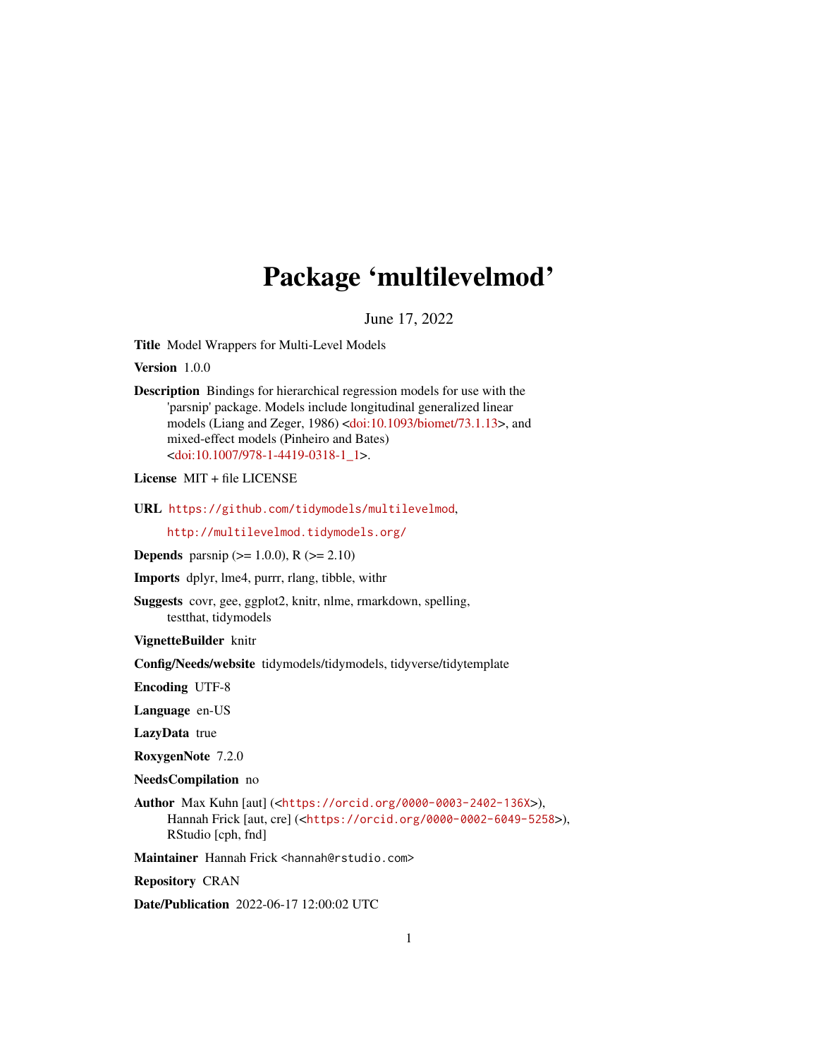# Package 'multilevelmod'

June 17, 2022

**Title** Model Wrappers for Multi-Level Models

**Version** 1.0.0

**Description** Bindings for hierarchical regression models for use with the 'parsnip' package. Models include longitudinal generalized linear models (Liang and Zeger, 1986) <doi:10.1093/biomet/73.1.13>, and mixed-effect models (Pinheiro and Bates) <doi:10.1007/978-1-4419-0318-1_1>.

**License** MIT + file LICENSE

**URL** https://github.com/tidymodels/multilevelmod, http://multilevelmod.tidymodels.org/

**Depends** parsnip (>= 1.0.0), R (>= 2.10)

**Imports** dplyr, lme4, purrr, rlang, tibble, withr

**Suggests** covr, gee, ggplot2, knitr, nlme, rmarkdown, spelling, testthat, tidymodels

**VignetteBuilder** knitr

**Config/Needs/website** tidymodels/tidymodels, tidyverse/tidytemplate

**Encoding** UTF-8

**Language** en-US

**LazyData** true

**RoxygenNote** 7.2.0

**NeedsCompilation** no

**Author** Max Kuhn [aut] (<https://orcid.org/0000-0003-2402-136X>), Hannah Frick [aut, cre] (<https://orcid.org/0000-0002-6049-5258>), RStudio [cph, fnd]

**Maintainer** Hannah Frick <hannah@rstudio.com>

**Repository** CRAN

**Date/Publication** 2022-06-17 12:00:02 UTC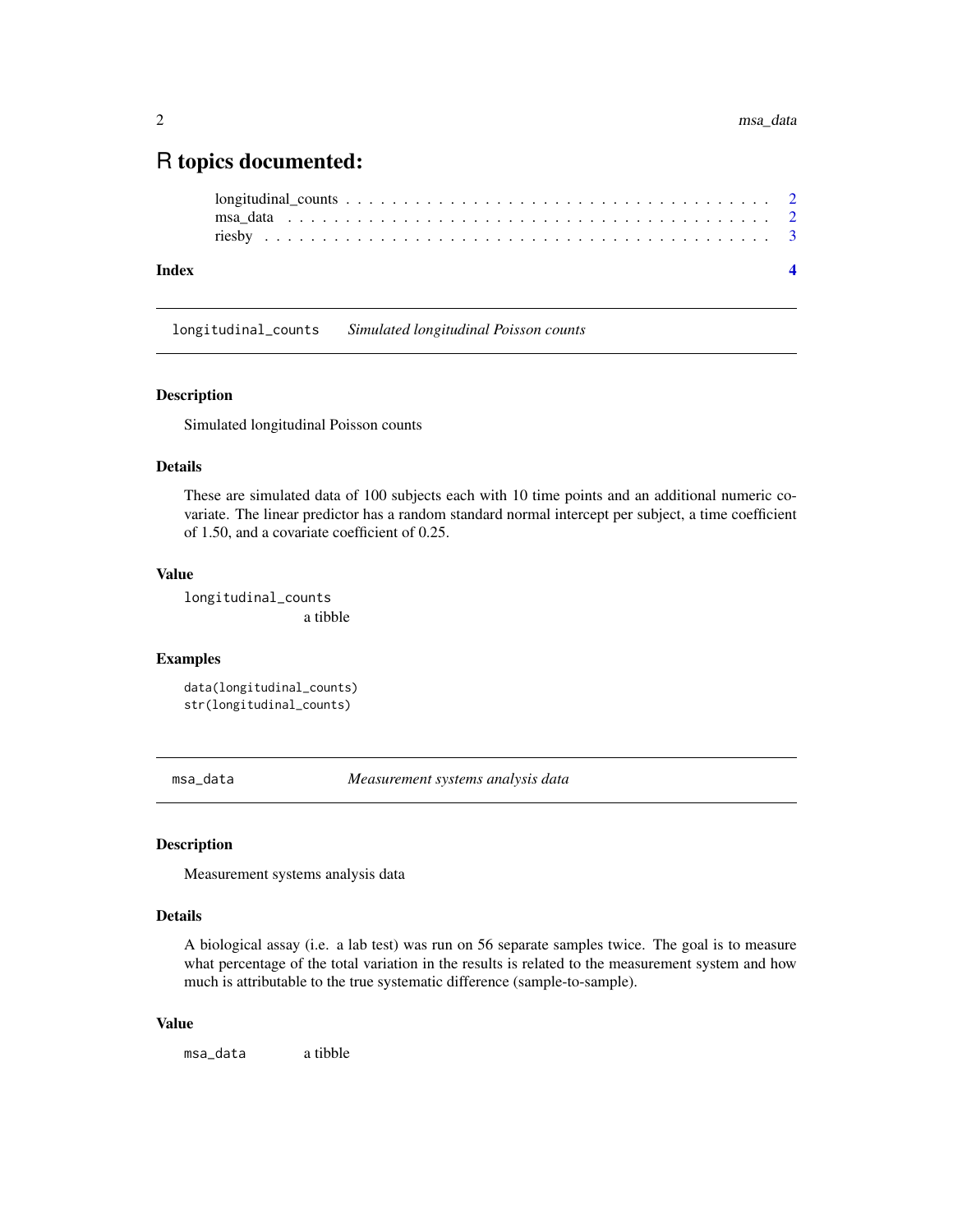# R topics documented:

longitudinal_counts . . . . . . . . . . . . . . . . . . . . . . . . . . . . . . . . . . . 2
msa_data . . . . . . . . . . . . . . . . . . . . . . . . . . . . . . . . . . . . . . . . 2
riesby . . . . . . . . . . . . . . . . . . . . . . . . . . . . . . . . . . . . . . . . . . 3

**Index** **4**

---

## longitudinal_counts *Simulated longitudinal Poisson counts*

### Description

Simulated longitudinal Poisson counts

### Details

These are simulated data of 100 subjects each with 10 time points and an additional numeric covariate. The linear predictor has a random standard normal intercept per subject, a time coefficient of 1.50, and a covariate coefficient of 0.25.

### Value

`longitudinal_counts`
a tibble

### Examples

```
data(longitudinal_counts)
str(longitudinal_counts)
```

---

## msa_data *Measurement systems analysis data*

### Description

Measurement systems analysis data

### Details

A biological assay (i.e. a lab test) was run on 56 separate samples twice. The goal is to measure what percentage of the total variation in the results is related to the measurement system and how much is attributable to the true systematic difference (sample-to-sample).

### Value

`msa_data` a tibble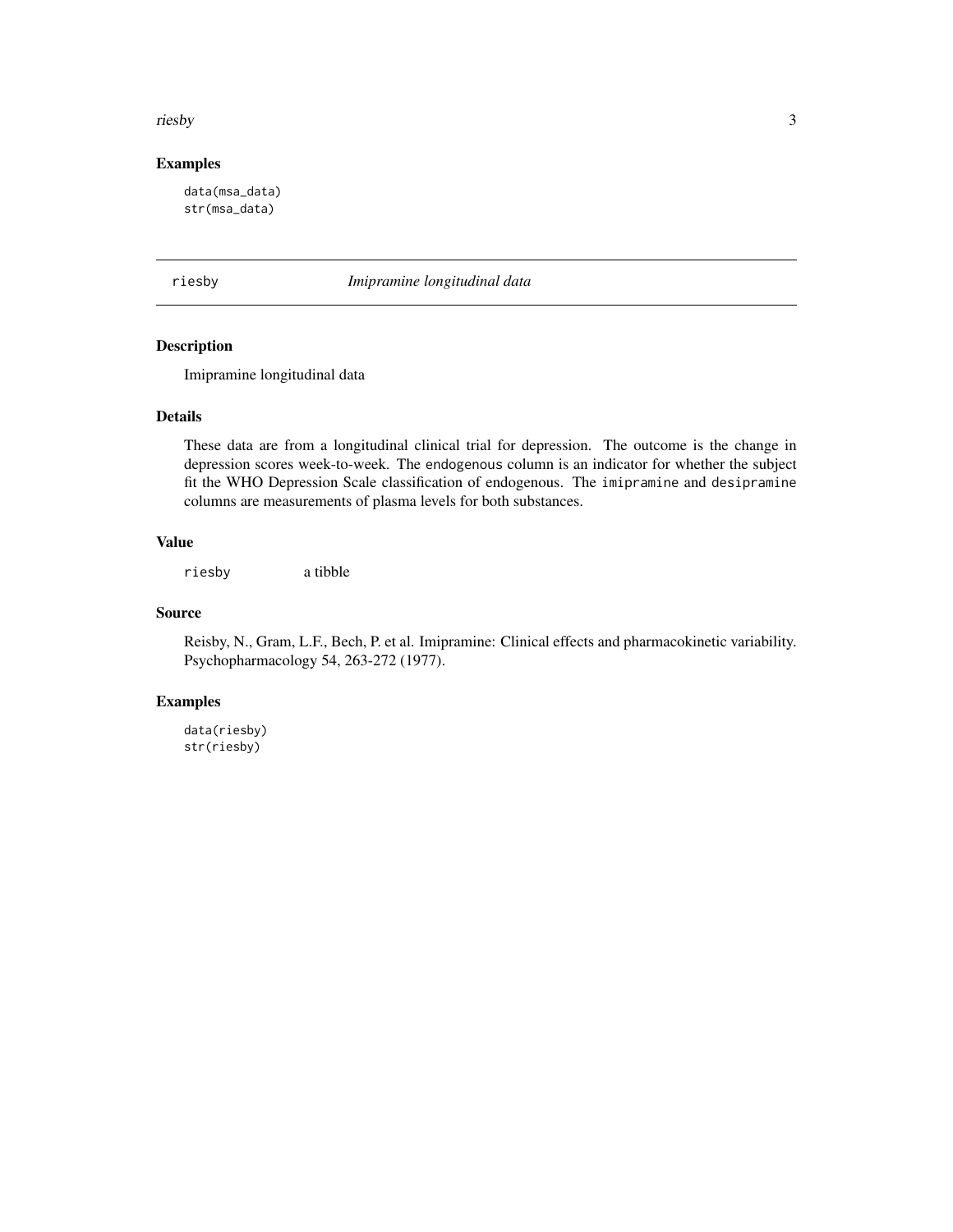## Examples

```
data(msa_data)
str(msa_data)
```

---

## riesby — *Imipramine longitudinal data*

### Description

Imipramine longitudinal data

### Details

These data are from a longitudinal clinical trial for depression. The outcome is the change in depression scores week-to-week. The `endogenous` column is an indicator for whether the subject fit the WHO Depression Scale classification of endogenous. The `imipramine` and `desipramine` columns are measurements of plasma levels for both substances.

### Value

`riesby` a tibble

### Source

Reisby, N., Gram, L.F., Bech, P. et al. Imipramine: Clinical effects and pharmacokinetic variability. Psychopharmacology 54, 263-272 (1977).

### Examples

```
data(riesby)
str(riesby)
```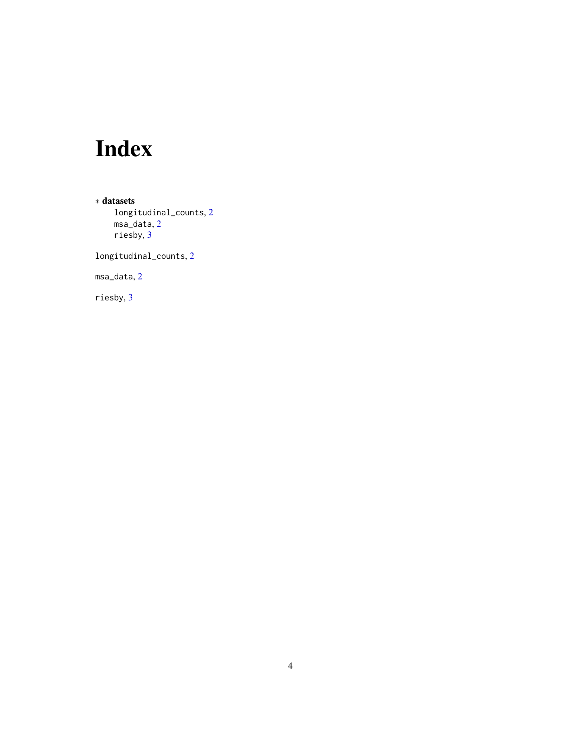# Index

∗ **datasets**
    longitudinal_counts, 2
    msa_data, 2
    riesby, 3

longitudinal_counts, 2

msa_data, 2

riesby, 3